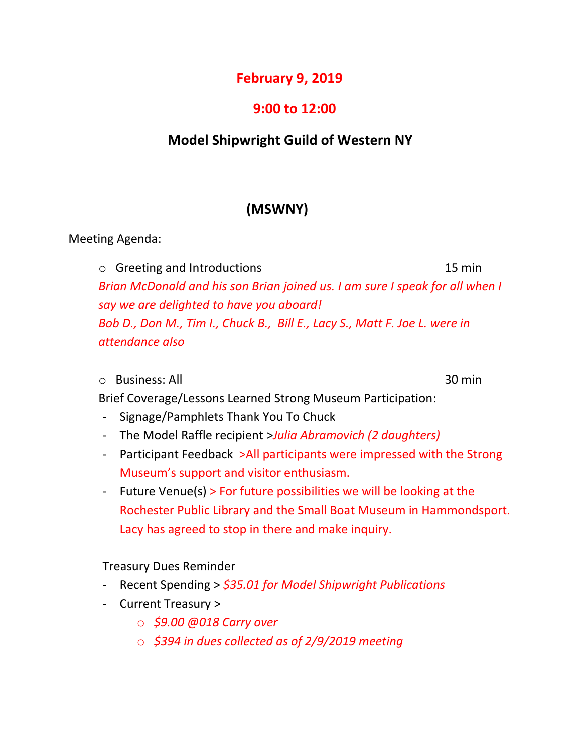# February 9, 2019

## 9:00 to 12:00

## Model Shipwright Guild of Western NY

## (MSWNY)

Meeting Agenda:

- Greeting and Introductions 15 min

  *Brian McDonald and his son Brian joined us. I am sure I speak for all when I say we are delighted to have you aboard!*
  *Bob D., Don M., Tim I., Chuck B., Bill E., Lacy S., Matt F. Joe L. were in attendance also*

- Business: All 30 min

  Brief Coverage/Lessons Learned Strong Museum Participation:
  - Signage/Pamphlets Thank You To Chuck
  - The Model Raffle recipient >*Julia Abramovich (2 daughters)*
  - Participant Feedback >All participants were impressed with the Strong Museum's support and visitor enthusiasm.
  - Future Venue(s) > For future possibilities we will be looking at the Rochester Public Library and the Small Boat Museum in Hammondsport. Lacy has agreed to stop in there and make inquiry.

  Treasury Dues Reminder
  - Recent Spending > *$35.01 for Model Shipwright Publications*
  - Current Treasury >
    - *$9.00 @018 Carry over*
    - *$394 in dues collected as of 2/9/2019 meeting*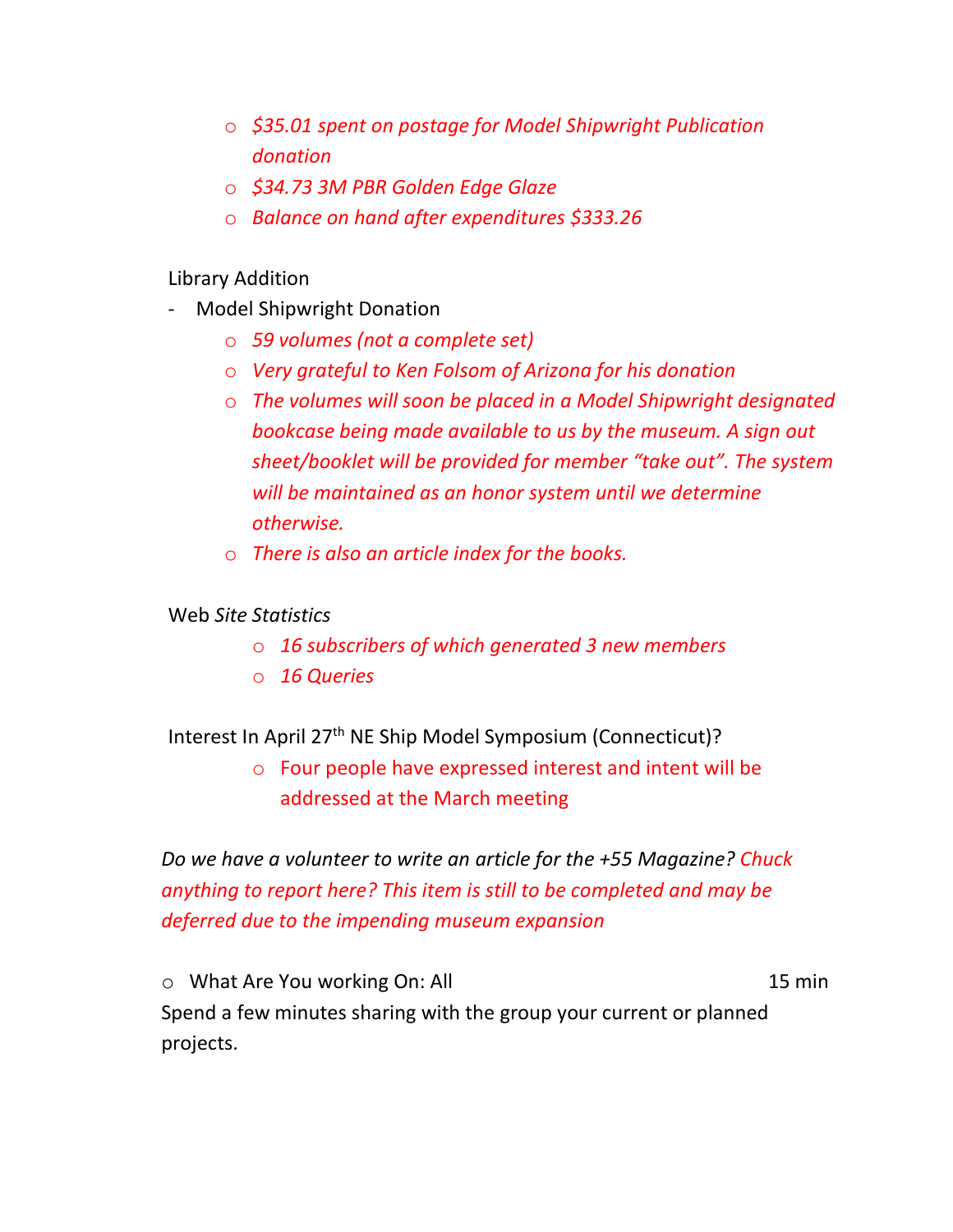- *$35.01 spent on postage for Model Shipwright Publication donation*
- *$34.73 3M PBR Golden Edge Glaze*
- *Balance on hand after expenditures $333.26*

Library Addition

- Model Shipwright Donation
  - *59 volumes (not a complete set)*
  - *Very grateful to Ken Folsom of Arizona for his donation*
  - *The volumes will soon be placed in a Model Shipwright designated bookcase being made available to us by the museum. A sign out sheet/booklet will be provided for member "take out". The system will be maintained as an honor system until we determine otherwise.*
  - *There is also an article index for the books.*

Web *Site Statistics*

- *16 subscribers of which generated 3 new members*
- *16 Queries*

Interest In April 27th NE Ship Model Symposium (Connecticut)?

- Four people have expressed interest and intent will be addressed at the March meeting

*Do we have a volunteer to write an article for the +55 Magazine? Chuck anything to report here? This item is still to be completed and may be deferred due to the impending museum expansion*

- What Are You working On: All — 15 min

Spend a few minutes sharing with the group your current or planned projects.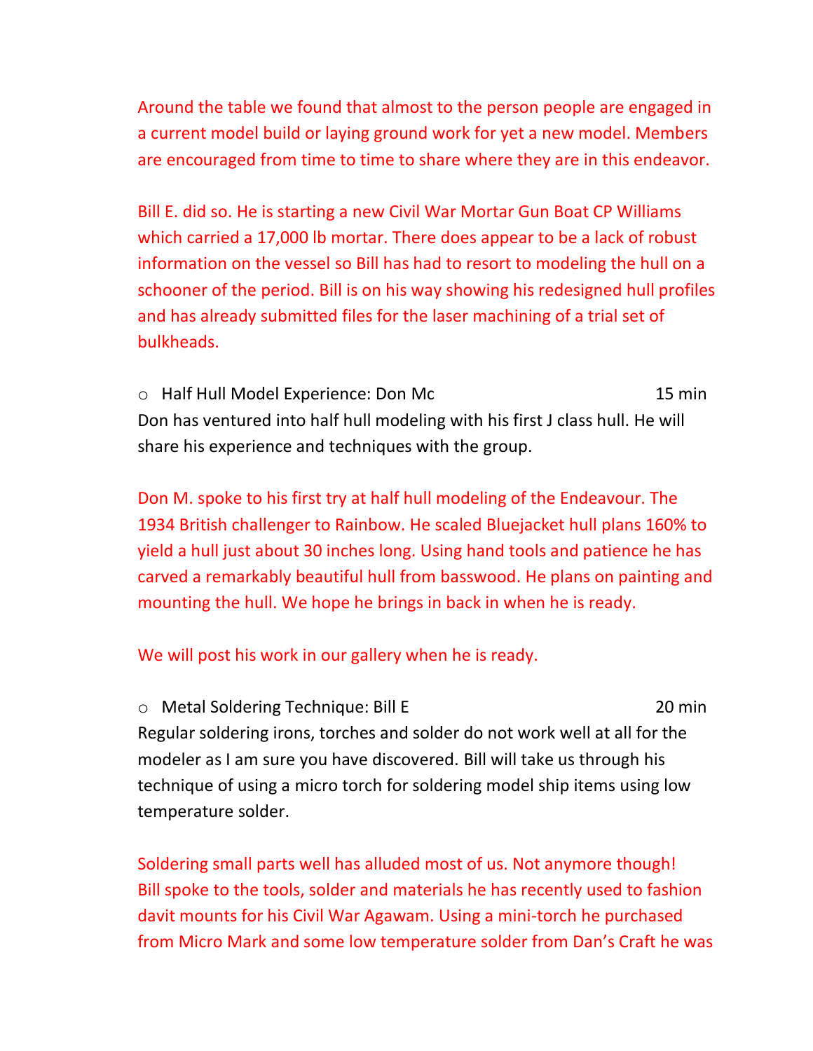Around the table we found that almost to the person people are engaged in a current model build or laying ground work for yet a new model. Members are encouraged from time to time to share where they are in this endeavor.

Bill E. did so. He is starting a new Civil War Mortar Gun Boat CP Williams which carried a 17,000 lb mortar. There does appear to be a lack of robust information on the vessel so Bill has had to resort to modeling the hull on a schooner of the period. Bill is on his way showing his redesigned hull profiles and has already submitted files for the laser machining of a trial set of bulkheads.

- Half Hull Model Experience: Don Mc — 15 min

Don has ventured into half hull modeling with his first J class hull. He will share his experience and techniques with the group.

Don M. spoke to his first try at half hull modeling of the Endeavour. The 1934 British challenger to Rainbow. He scaled Bluejacket hull plans 160% to yield a hull just about 30 inches long. Using hand tools and patience he has carved a remarkably beautiful hull from basswood. He plans on painting and mounting the hull. We hope he brings in back in when he is ready.

We will post his work in our gallery when he is ready.

- Metal Soldering Technique: Bill E — 20 min

Regular soldering irons, torches and solder do not work well at all for the modeler as I am sure you have discovered. Bill will take us through his technique of using a micro torch for soldering model ship items using low temperature solder.

Soldering small parts well has alluded most of us. Not anymore though! Bill spoke to the tools, solder and materials he has recently used to fashion davit mounts for his Civil War Agawam. Using a mini-torch he purchased from Micro Mark and some low temperature solder from Dan's Craft he was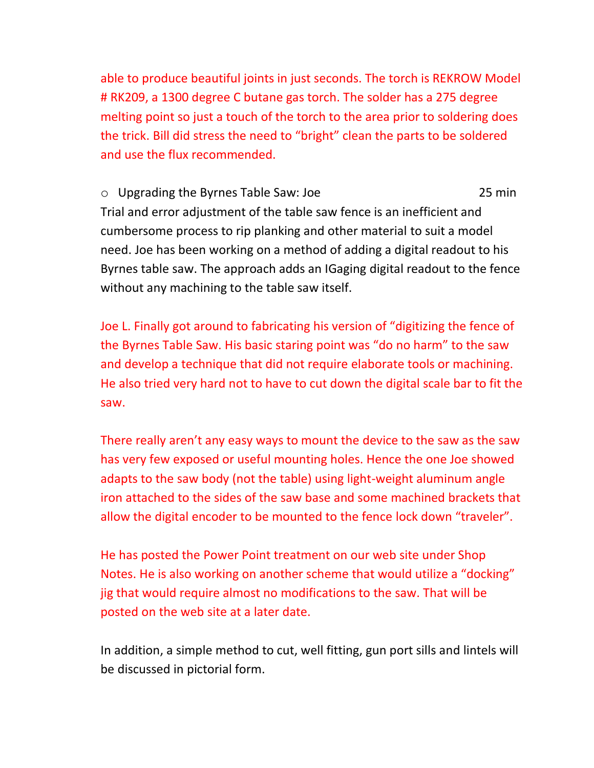able to produce beautiful joints in just seconds. The torch is REKROW Model # RK209, a 1300 degree C butane gas torch. The solder has a 275 degree melting point so just a touch of the torch to the area prior to soldering does the trick. Bill did stress the need to "bright" clean the parts to be soldered and use the flux recommended.

- Upgrading the Byrnes Table Saw: Joe 25 min

Trial and error adjustment of the table saw fence is an inefficient and cumbersome process to rip planking and other material to suit a model need. Joe has been working on a method of adding a digital readout to his Byrnes table saw. The approach adds an IGaging digital readout to the fence without any machining to the table saw itself.

Joe L. Finally got around to fabricating his version of "digitizing the fence of the Byrnes Table Saw. His basic staring point was "do no harm" to the saw and develop a technique that did not require elaborate tools or machining. He also tried very hard not to have to cut down the digital scale bar to fit the saw.

There really aren't any easy ways to mount the device to the saw as the saw has very few exposed or useful mounting holes. Hence the one Joe showed adapts to the saw body (not the table) using light-weight aluminum angle iron attached to the sides of the saw base and some machined brackets that allow the digital encoder to be mounted to the fence lock down "traveler".

He has posted the Power Point treatment on our web site under Shop Notes. He is also working on another scheme that would utilize a "docking" jig that would require almost no modifications to the saw. That will be posted on the web site at a later date.

In addition, a simple method to cut, well fitting, gun port sills and lintels will be discussed in pictorial form.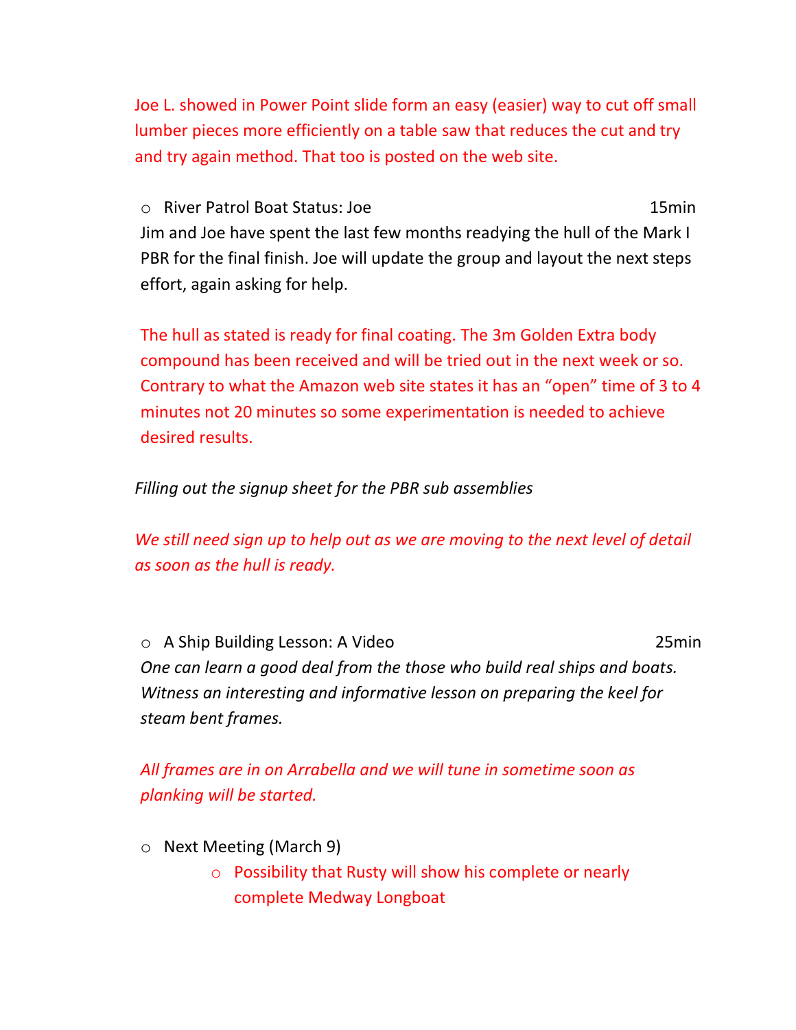Joe L. showed in Power Point slide form an easy (easier) way to cut off small lumber pieces more efficiently on a table saw that reduces the cut and try and try again method. That too is posted on the web site.

- River Patrol Boat Status: Joe 15min

Jim and Joe have spent the last few months readying the hull of the Mark I PBR for the final finish. Joe will update the group and layout the next steps effort, again asking for help.

The hull as stated is ready for final coating. The 3m Golden Extra body compound has been received and will be tried out in the next week or so. Contrary to what the Amazon web site states it has an "open" time of 3 to 4 minutes not 20 minutes so some experimentation is needed to achieve desired results.

*Filling out the signup sheet for the PBR sub assemblies*

*We still need sign up to help out as we are moving to the next level of detail as soon as the hull is ready.*

- A Ship Building Lesson: A Video 25min

*One can learn a good deal from the those who build real ships and boats. Witness an interesting and informative lesson on preparing the keel for steam bent frames.*

*All frames are in on Arrabella and we will tune in sometime soon as planking will be started.*

- Next Meeting (March 9)
  - Possibility that Rusty will show his complete or nearly complete Medway Longboat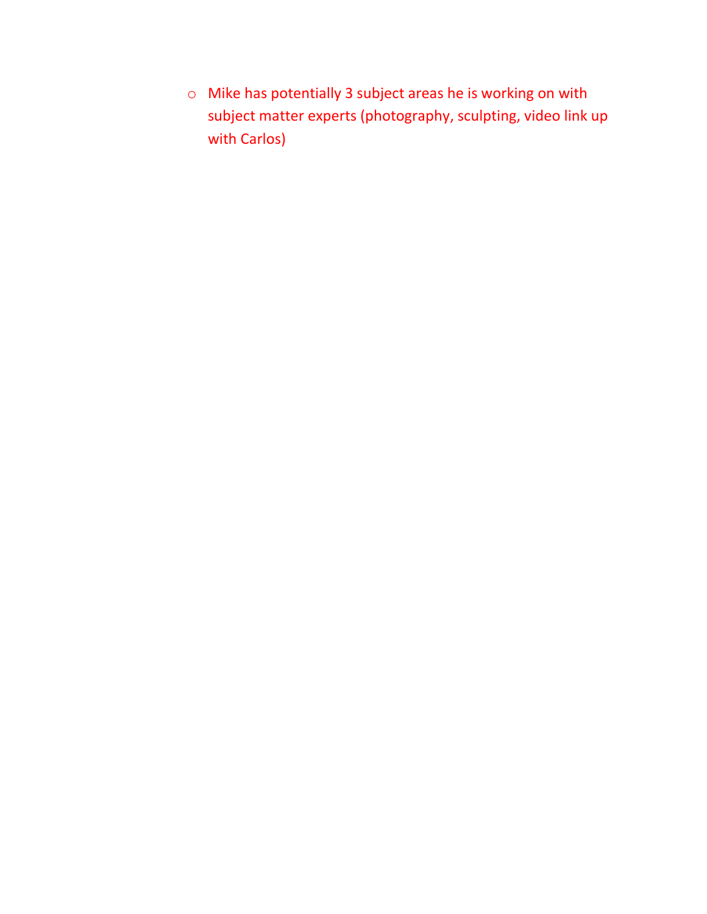- Mike has potentially 3 subject areas he is working on with subject matter experts (photography, sculpting, video link up with Carlos)